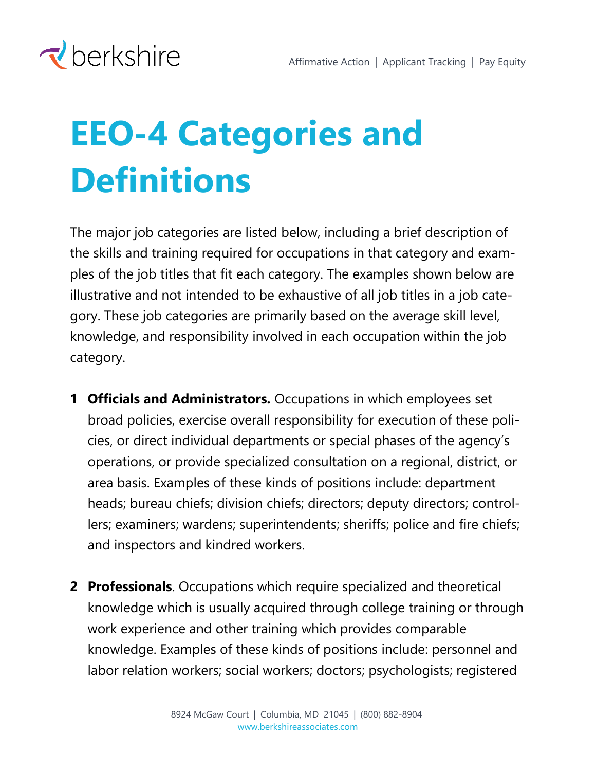# EEO-4 Categories and Definitions

The major job categories are listed below, including a brief description of the skills and training required for occupations in that category and examples of the job titles that fit each category. The examples shown below are illustrative and not intended to be exhaustive of all job titles in a job category. These job categories are primarily based on the average skill level, knowledge, and responsibility involved in each occupation within the job category.

1. **Officials and Administrators.** Occupations in which employees set broad policies, exercise overall responsibility for execution of these policies, or direct individual departments or special phases of the agency's operations, or provide specialized consultation on a regional, district, or area basis. Examples of these kinds of positions include: department heads; bureau chiefs; division chiefs; directors; deputy directors; controllers; examiners; wardens; superintendents; sheriffs; police and fire chiefs; and inspectors and kindred workers.

2. **Professionals**. Occupations which require specialized and theoretical knowledge which is usually acquired through college training or through work experience and other training which provides comparable knowledge. Examples of these kinds of positions include: personnel and labor relation workers; social workers; doctors; psychologists; registered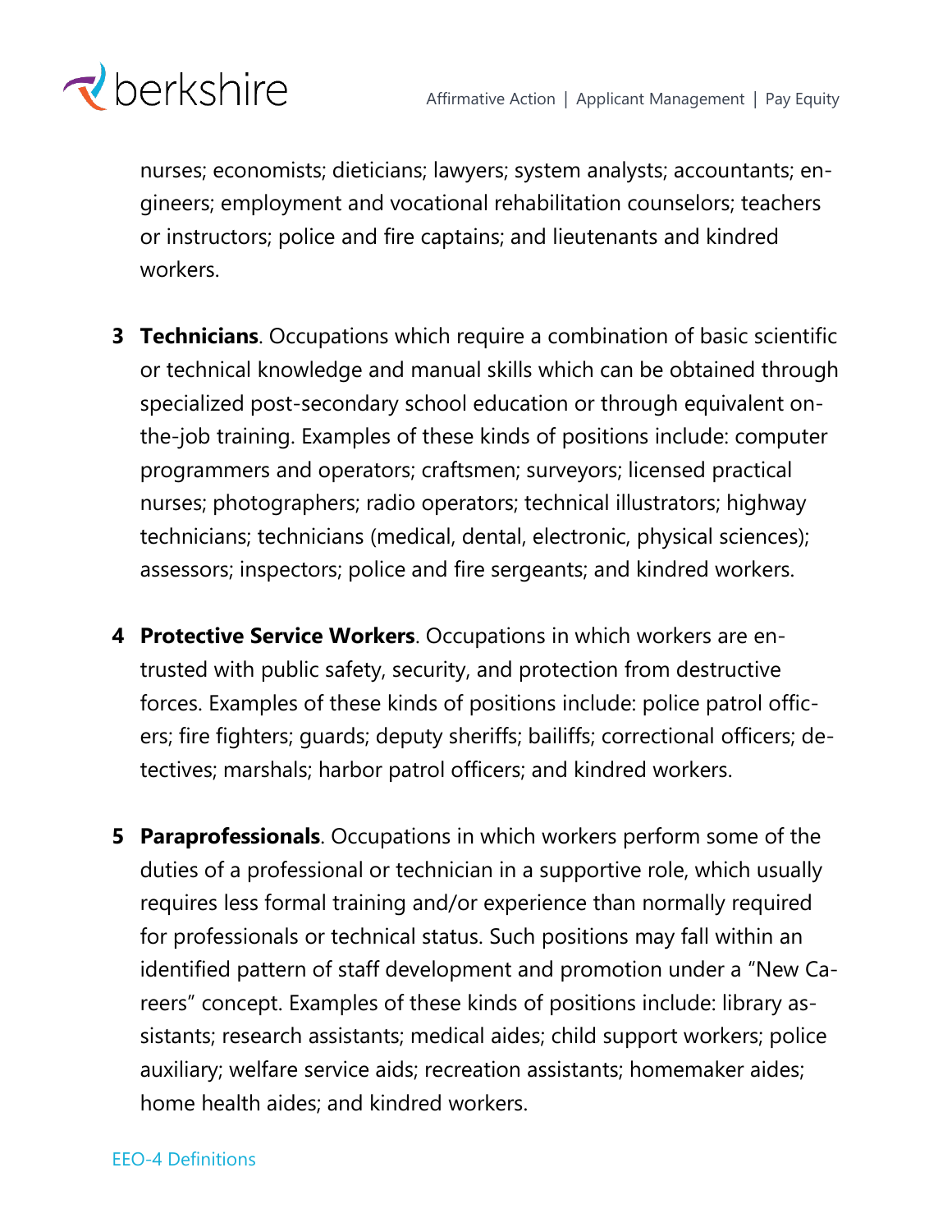nurses; economists; dieticians; lawyers; system analysts; accountants; engineers; employment and vocational rehabilitation counselors; teachers or instructors; police and fire captains; and lieutenants and kindred workers.

3. **Technicians**. Occupations which require a combination of basic scientific or technical knowledge and manual skills which can be obtained through specialized post-secondary school education or through equivalent on-the-job training. Examples of these kinds of positions include: computer programmers and operators; craftsmen; surveyors; licensed practical nurses; photographers; radio operators; technical illustrators; highway technicians; technicians (medical, dental, electronic, physical sciences); assessors; inspectors; police and fire sergeants; and kindred workers.

4. **Protective Service Workers**. Occupations in which workers are entrusted with public safety, security, and protection from destructive forces. Examples of these kinds of positions include: police patrol officers; fire fighters; guards; deputy sheriffs; bailiffs; correctional officers; detectives; marshals; harbor patrol officers; and kindred workers.

5. **Paraprofessionals**. Occupations in which workers perform some of the duties of a professional or technician in a supportive role, which usually requires less formal training and/or experience than normally required for professionals or technical status. Such positions may fall within an identified pattern of staff development and promotion under a "New Careers" concept. Examples of these kinds of positions include: library assistants; research assistants; medical aides; child support workers; police auxiliary; welfare service aids; recreation assistants; homemaker aides; home health aides; and kindred workers.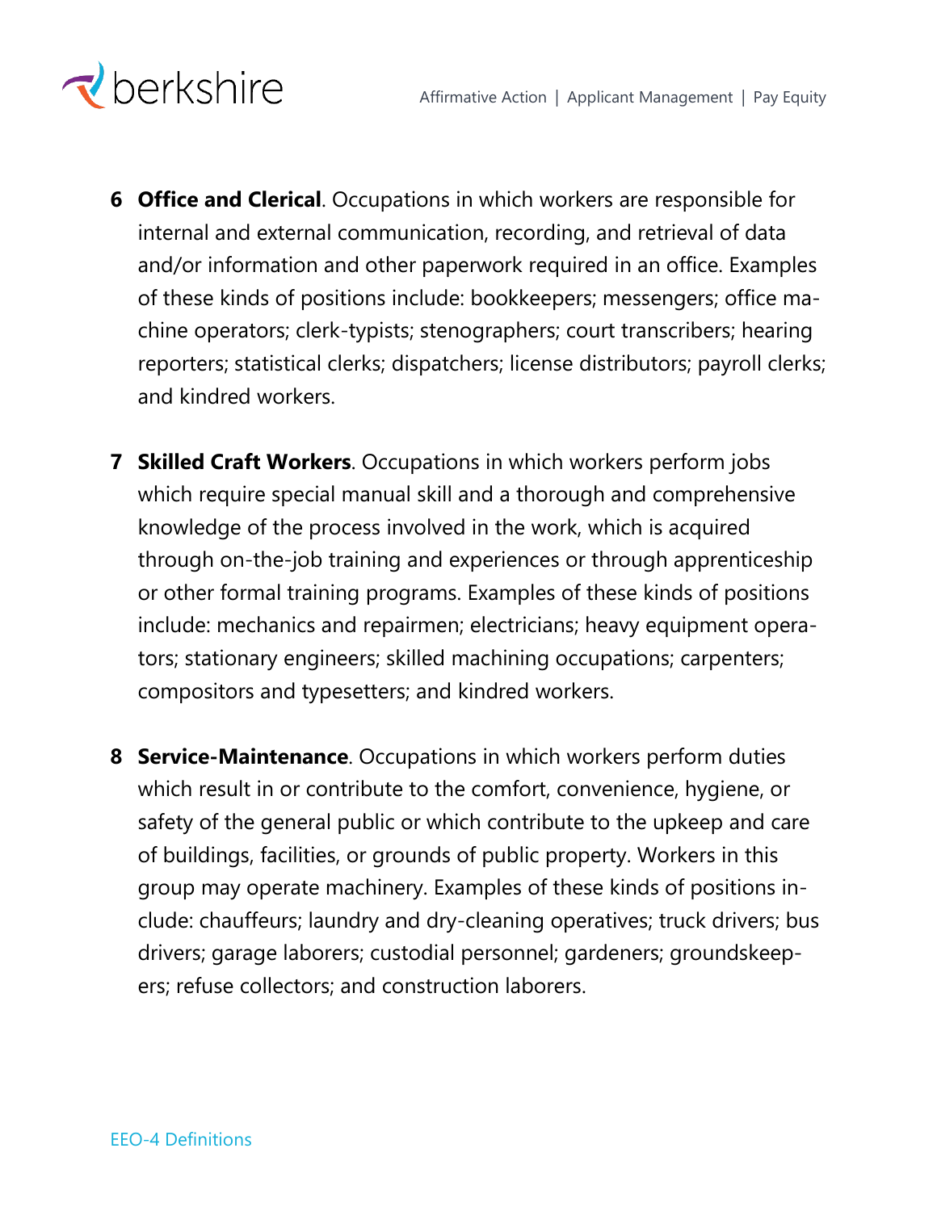6 **Office and Clerical**. Occupations in which workers are responsible for internal and external communication, recording, and retrieval of data and/or information and other paperwork required in an office. Examples of these kinds of positions include: bookkeepers; messengers; office machine operators; clerk-typists; stenographers; court transcribers; hearing reporters; statistical clerks; dispatchers; license distributors; payroll clerks; and kindred workers.

7 **Skilled Craft Workers**. Occupations in which workers perform jobs which require special manual skill and a thorough and comprehensive knowledge of the process involved in the work, which is acquired through on-the-job training and experiences or through apprenticeship or other formal training programs. Examples of these kinds of positions include: mechanics and repairmen; electricians; heavy equipment operators; stationary engineers; skilled machining occupations; carpenters; compositors and typesetters; and kindred workers.

8 **Service-Maintenance**. Occupations in which workers perform duties which result in or contribute to the comfort, convenience, hygiene, or safety of the general public or which contribute to the upkeep and care of buildings, facilities, or grounds of public property. Workers in this group may operate machinery. Examples of these kinds of positions include: chauffeurs; laundry and dry-cleaning operatives; truck drivers; bus drivers; garage laborers; custodial personnel; gardeners; groundskeepers; refuse collectors; and construction laborers.